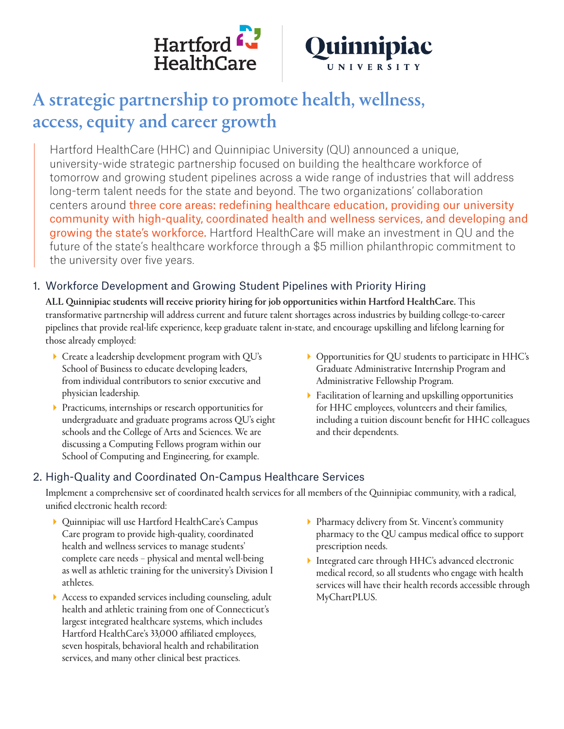Hartford HealthCare | Quinnipiac UNIVERSITY

# A strategic partnership to promote health, wellness, access, equity and career growth

Hartford HealthCare (HHC) and Quinnipiac University (QU) announced a unique, university-wide strategic partnership focused on building the healthcare workforce of tomorrow and growing student pipelines across a wide range of industries that will address long-term talent needs for the state and beyond. The two organizations' collaboration centers around three core areas: redefining healthcare education, providing our university community with high-quality, coordinated health and wellness services, and developing and growing the state's workforce. Hartford HealthCare will make an investment in QU and the future of the state's healthcare workforce through a $5 million philanthropic commitment to the university over five years.

## 1. Workforce Development and Growing Student Pipelines with Priority Hiring

**ALL Quinnipiac students will receive priority hiring for job opportunities within Hartford HealthCare.** This transformative partnership will address current and future talent shortages across industries by building college-to-career pipelines that provide real-life experience, keep graduate talent in-state, and encourage upskilling and lifelong learning for those already employed:

- Create a leadership development program with QU's School of Business to educate developing leaders, from individual contributors to senior executive and physician leadership.
- Practicums, internships or research opportunities for undergraduate and graduate programs across QU's eight schools and the College of Arts and Sciences. We are discussing a Computing Fellows program within our School of Computing and Engineering, for example.
- Opportunities for QU students to participate in HHC's Graduate Administrative Internship Program and Administrative Fellowship Program.
- Facilitation of learning and upskilling opportunities for HHC employees, volunteers and their families, including a tuition discount benefit for HHC colleagues and their dependents.

## 2. High-Quality and Coordinated On-Campus Healthcare Services

Implement a comprehensive set of coordinated health services for all members of the Quinnipiac community, with a radical, unified electronic health record:

- Quinnipiac will use Hartford HealthCare's Campus Care program to provide high-quality, coordinated health and wellness services to manage students' complete care needs – physical and mental well-being as well as athletic training for the university's Division I athletes.
- Access to expanded services including counseling, adult health and athletic training from one of Connecticut's largest integrated healthcare systems, which includes Hartford HealthCare's 33,000 affiliated employees, seven hospitals, behavioral health and rehabilitation services, and many other clinical best practices.
- Pharmacy delivery from St. Vincent's community pharmacy to the QU campus medical office to support prescription needs.
- Integrated care through HHC's advanced electronic medical record, so all students who engage with health services will have their health records accessible through MyChartPLUS.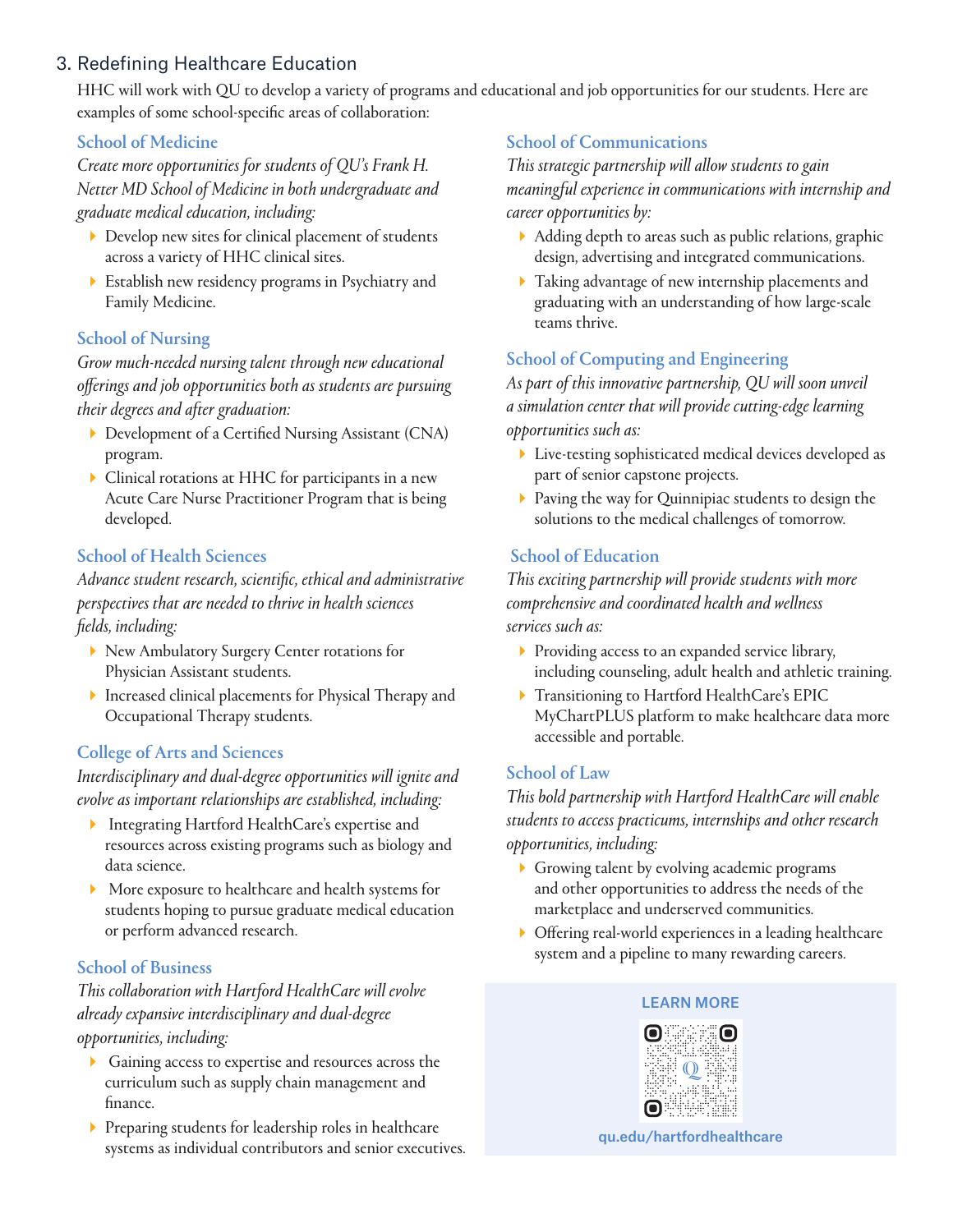## 3. Redefining Healthcare Education

HHC will work with QU to develop a variety of programs and educational and job opportunities for our students. Here are examples of some school-specific areas of collaboration:

### School of Medicine

*Create more opportunities for students of QU's Frank H. Netter MD School of Medicine in both undergraduate and graduate medical education, including:*

- Develop new sites for clinical placement of students across a variety of HHC clinical sites.
- Establish new residency programs in Psychiatry and Family Medicine.

### School of Nursing

*Grow much-needed nursing talent through new educational offerings and job opportunities both as students are pursuing their degrees and after graduation:*

- Development of a Certified Nursing Assistant (CNA) program.
- Clinical rotations at HHC for participants in a new Acute Care Nurse Practitioner Program that is being developed.

### School of Health Sciences

*Advance student research, scientific, ethical and administrative perspectives that are needed to thrive in health sciences fields, including:*

- New Ambulatory Surgery Center rotations for Physician Assistant students.
- Increased clinical placements for Physical Therapy and Occupational Therapy students.

### College of Arts and Sciences

*Interdisciplinary and dual-degree opportunities will ignite and evolve as important relationships are established, including:*

- Integrating Hartford HealthCare's expertise and resources across existing programs such as biology and data science.
- More exposure to healthcare and health systems for students hoping to pursue graduate medical education or perform advanced research.

### School of Business

*This collaboration with Hartford HealthCare will evolve already expansive interdisciplinary and dual-degree opportunities, including:*

- Gaining access to expertise and resources across the curriculum such as supply chain management and finance.
- Preparing students for leadership roles in healthcare systems as individual contributors and senior executives.

### School of Communications

*This strategic partnership will allow students to gain meaningful experience in communications with internship and career opportunities by:*

- Adding depth to areas such as public relations, graphic design, advertising and integrated communications.
- Taking advantage of new internship placements and graduating with an understanding of how large-scale teams thrive.

### School of Computing and Engineering

*As part of this innovative partnership, QU will soon unveil a simulation center that will provide cutting-edge learning opportunities such as:*

- Live-testing sophisticated medical devices developed as part of senior capstone projects.
- Paving the way for Quinnipiac students to design the solutions to the medical challenges of tomorrow.

### School of Education

*This exciting partnership will provide students with more comprehensive and coordinated health and wellness services such as:*

- Providing access to an expanded service library, including counseling, adult health and athletic training.
- Transitioning to Hartford HealthCare's EPIC MyChartPLUS platform to make healthcare data more accessible and portable.

### School of Law

*This bold partnership with Hartford HealthCare will enable students to access practicums, internships and other research opportunities, including:*

- Growing talent by evolving academic programs and other opportunities to address the needs of the marketplace and underserved communities.
- Offering real-world experiences in a leading healthcare system and a pipeline to many rewarding careers.

**LEARN MORE**

qu.edu/hartfordhealthcare